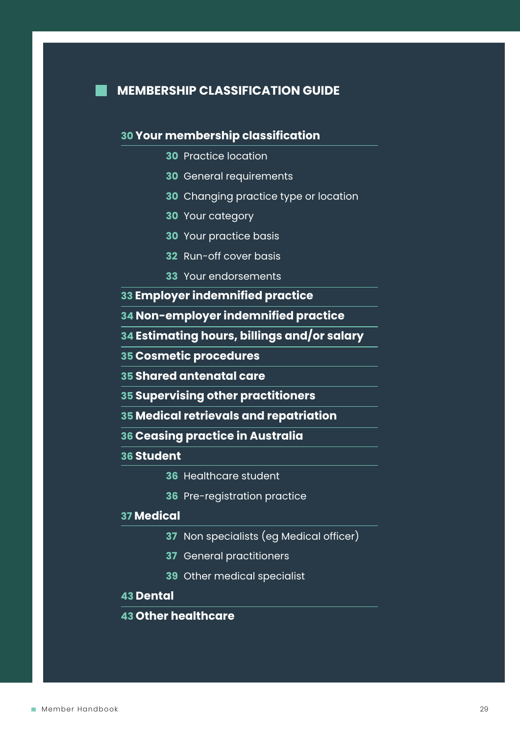## MEMBERSHIP CLASSIFICATION GUIDE

**30 Your membership classification**

- 30 Practice location
- 30 General requirements
- 30 Changing practice type or location
- 30 Your category
- 30 Your practice basis
- 32 Run-off cover basis
- 33 Your endorsements

**33 Employer indemnified practice**

**34 Non-employer indemnified practice**

**34 Estimating hours, billings and/or salary**

**35 Cosmetic procedures**

**35 Shared antenatal care**

**35 Supervising other practitioners**

**35 Medical retrievals and repatriation**

**36 Ceasing practice in Australia**

**36 Student**

- 36 Healthcare student
- 36 Pre-registration practice

**37 Medical**

- 37 Non specialists (eg Medical officer)
- 37 General practitioners
- 39 Other medical specialist

**43 Dental**

**43 Other healthcare**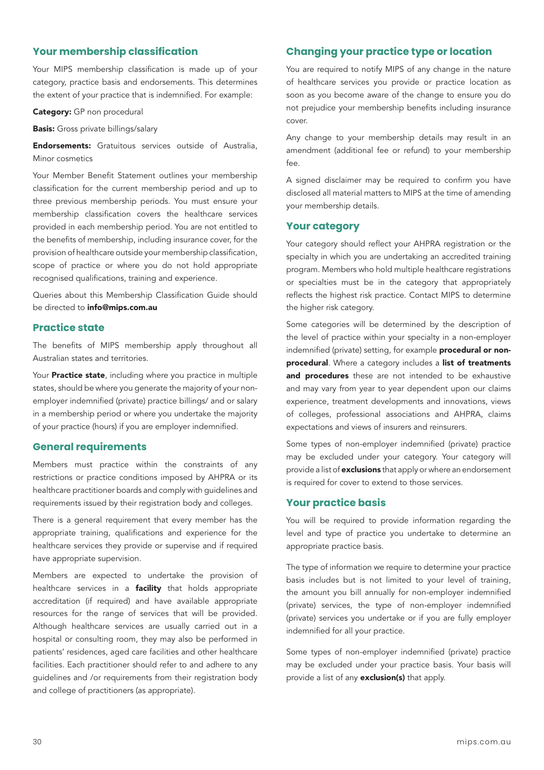## Your membership classification

Your MIPS membership classification is made up of your category, practice basis and endorsements. This determines the extent of your practice that is indemnified. For example:

**Category:** GP non procedural

**Basis:** Gross private billings/salary

**Endorsements:** Gratuitous services outside of Australia, Minor cosmetics

Your Member Benefit Statement outlines your membership classification for the current membership period and up to three previous membership periods. You must ensure your membership classification covers the healthcare services provided in each membership period. You are not entitled to the benefits of membership, including insurance cover, for the provision of healthcare outside your membership classification, scope of practice or where you do not hold appropriate recognised qualifications, training and experience.

Queries about this Membership Classification Guide should be directed to **info@mips.com.au**

## Practice state

The benefits of MIPS membership apply throughout all Australian states and territories.

Your **Practice state**, including where you practice in multiple states, should be where you generate the majority of your non-employer indemnified (private) practice billings/ and or salary in a membership period or where you undertake the majority of your practice (hours) if you are employer indemnified.

## General requirements

Members must practice within the constraints of any restrictions or practice conditions imposed by AHPRA or its healthcare practitioner boards and comply with guidelines and requirements issued by their registration body and colleges.

There is a general requirement that every member has the appropriate training, qualifications and experience for the healthcare services they provide or supervise and if required have appropriate supervision.

Members are expected to undertake the provision of healthcare services in a **facility** that holds appropriate accreditation (if required) and have available appropriate resources for the range of services that will be provided. Although healthcare services are usually carried out in a hospital or consulting room, they may also be performed in patients' residences, aged care facilities and other healthcare facilities. Each practitioner should refer to and adhere to any guidelines and /or requirements from their registration body and college of practitioners (as appropriate).

## Changing your practice type or location

You are required to notify MIPS of any change in the nature of healthcare services you provide or practice location as soon as you become aware of the change to ensure you do not prejudice your membership benefits including insurance cover.

Any change to your membership details may result in an amendment (additional fee or refund) to your membership fee.

A signed disclaimer may be required to confirm you have disclosed all material matters to MIPS at the time of amending your membership details.

## Your category

Your category should reflect your AHPRA registration or the specialty in which you are undertaking an accredited training program. Members who hold multiple healthcare registrations or specialties must be in the category that appropriately reflects the highest risk practice. Contact MIPS to determine the higher risk category.

Some categories will be determined by the description of the level of practice within your specialty in a non-employer indemnified (private) setting, for example **procedural or non-procedural**. Where a category includes a **list of treatments and procedures** these are not intended to be exhaustive and may vary from year to year dependent upon our claims experience, treatment developments and innovations, views of colleges, professional associations and AHPRA, claims expectations and views of insurers and reinsurers.

Some types of non-employer indemnified (private) practice may be excluded under your category. Your category will provide a list of **exclusions** that apply or where an endorsement is required for cover to extend to those services.

## Your practice basis

You will be required to provide information regarding the level and type of practice you undertake to determine an appropriate practice basis.

The type of information we require to determine your practice basis includes but is not limited to your level of training, the amount you bill annually for non-employer indemnified (private) services, the type of non-employer indemnified (private) services you undertake or if you are fully employer indemnified for all your practice.

Some types of non-employer indemnified (private) practice may be excluded under your practice basis. Your basis will provide a list of any **exclusion(s)** that apply.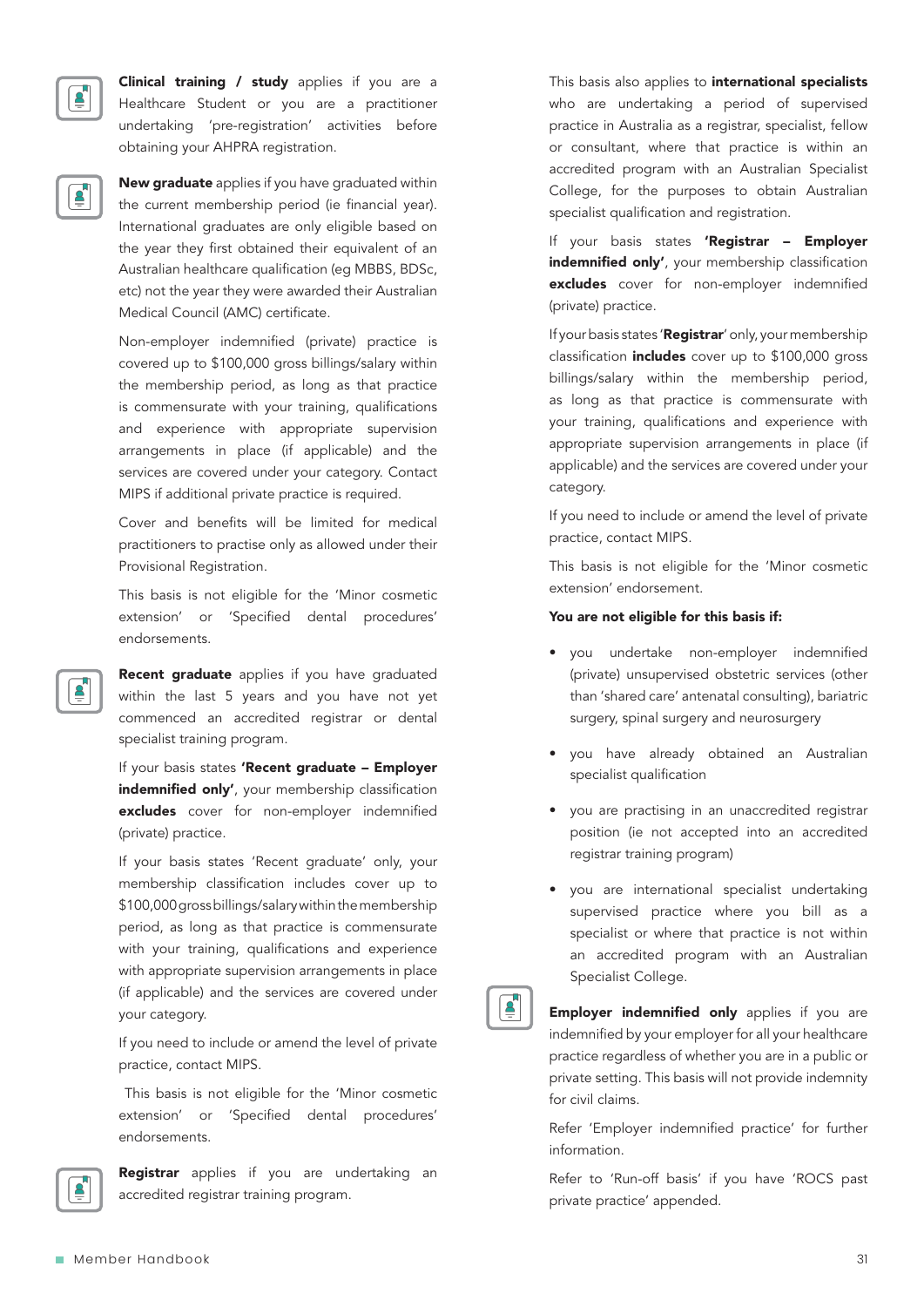**Clinical training / study** applies if you are a Healthcare Student or you are a practitioner undertaking 'pre-registration' activities before obtaining your AHPRA registration.

**New graduate** applies if you have graduated within the current membership period (ie financial year). International graduates are only eligible based on the year they first obtained their equivalent of an Australian healthcare qualification (eg MBBS, BDSc, etc) not the year they were awarded their Australian Medical Council (AMC) certificate.

Non-employer indemnified (private) practice is covered up to $100,000 gross billings/salary within the membership period, as long as that practice is commensurate with your training, qualifications and experience with appropriate supervision arrangements in place (if applicable) and the services are covered under your category. Contact MIPS if additional private practice is required.

Cover and benefits will be limited for medical practitioners to practise only as allowed under their Provisional Registration.

This basis is not eligible for the 'Minor cosmetic extension' or 'Specified dental procedures' endorsements.

**Recent graduate** applies if you have graduated within the last 5 years and you have not yet commenced an accredited registrar or dental specialist training program.

If your basis states **'Recent graduate – Employer indemnified only'**, your membership classification **excludes** cover for non-employer indemnified (private) practice.

If your basis states 'Recent graduate' only, your membership classification includes cover up to $100,000 gross billings/salary within the membership period, as long as that practice is commensurate with your training, qualifications and experience with appropriate supervision arrangements in place (if applicable) and the services are covered under your category.

If you need to include or amend the level of private practice, contact MIPS.

This basis is not eligible for the 'Minor cosmetic extension' or 'Specified dental procedures' endorsements.

**Registrar** applies if you are undertaking an accredited registrar training program.

This basis also applies to **international specialists** who are undertaking a period of supervised practice in Australia as a registrar, specialist, fellow or consultant, where that practice is within an accredited program with an Australian Specialist College, for the purposes to obtain Australian specialist qualification and registration.

If your basis states **'Registrar – Employer indemnified only'**, your membership classification **excludes** cover for non-employer indemnified (private) practice.

If your basis states '**Registrar**' only, your membership classification **includes** cover up to $100,000 gross billings/salary within the membership period, as long as that practice is commensurate with your training, qualifications and experience with appropriate supervision arrangements in place (if applicable) and the services are covered under your category.

If you need to include or amend the level of private practice, contact MIPS.

This basis is not eligible for the 'Minor cosmetic extension' endorsement.

**You are not eligible for this basis if:**

- you undertake non-employer indemnified (private) unsupervised obstetric services (other than 'shared care' antenatal consulting), bariatric surgery, spinal surgery and neurosurgery
- you have already obtained an Australian specialist qualification
- you are practising in an unaccredited registrar position (ie not accepted into an accredited registrar training program)
- you are international specialist undertaking supervised practice where you bill as a specialist or where that practice is not within an accredited program with an Australian Specialist College.

**Employer indemnified only** applies if you are indemnified by your employer for all your healthcare practice regardless of whether you are in a public or private setting. This basis will not provide indemnity for civil claims.

Refer 'Employer indemnified practice' for further information.

Refer to 'Run-off basis' if you have 'ROCS past private practice' appended.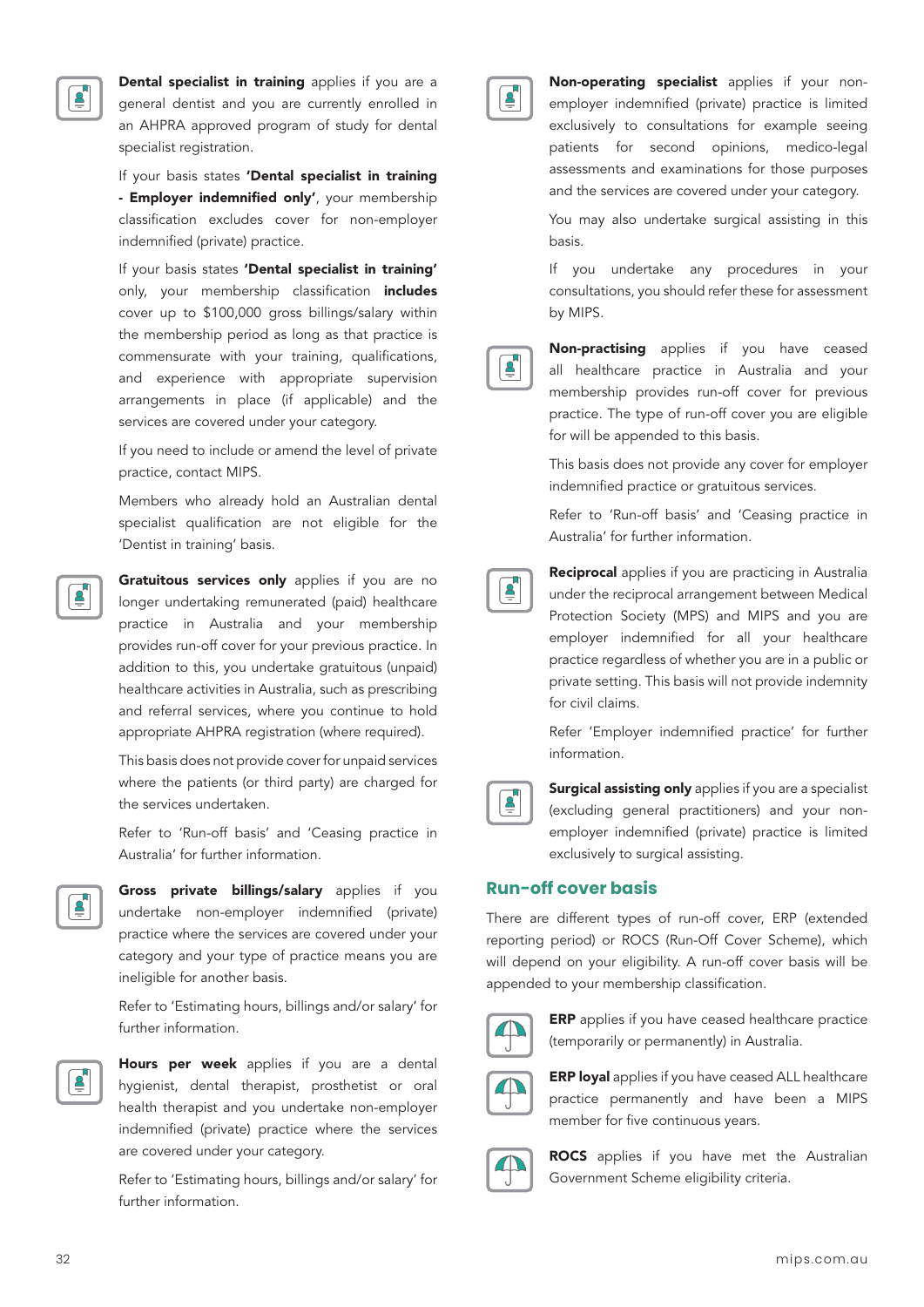**Dental specialist in training** applies if you are a general dentist and you are currently enrolled in an AHPRA approved program of study for dental specialist registration.

If your basis states **'Dental specialist in training - Employer indemnified only'**, your membership classification excludes cover for non-employer indemnified (private) practice.

If your basis states **'Dental specialist in training'** only, your membership classification **includes** cover up to $100,000 gross billings/salary within the membership period as long as that practice is commensurate with your training, qualifications, and experience with appropriate supervision arrangements in place (if applicable) and the services are covered under your category.

If you need to include or amend the level of private practice, contact MIPS.

Members who already hold an Australian dental specialist qualification are not eligible for the 'Dentist in training' basis.

**Gratuitous services only** applies if you are no longer undertaking remunerated (paid) healthcare practice in Australia and your membership provides run-off cover for your previous practice. In addition to this, you undertake gratuitous (unpaid) healthcare activities in Australia, such as prescribing and referral services, where you continue to hold appropriate AHPRA registration (where required).

This basis does not provide cover for unpaid services where the patients (or third party) are charged for the services undertaken.

Refer to 'Run-off basis' and 'Ceasing practice in Australia' for further information.

**Gross private billings/salary** applies if you undertake non-employer indemnified (private) practice where the services are covered under your category and your type of practice means you are ineligible for another basis.

Refer to 'Estimating hours, billings and/or salary' for further information.

**Hours per week** applies if you are a dental hygienist, dental therapist, prosthetist or oral health therapist and you undertake non-employer indemnified (private) practice where the services are covered under your category.

Refer to 'Estimating hours, billings and/or salary' for further information.

**Non-operating specialist** applies if your non-employer indemnified (private) practice is limited exclusively to consultations for example seeing patients for second opinions, medico-legal assessments and examinations for those purposes and the services are covered under your category.

You may also undertake surgical assisting in this basis.

If you undertake any procedures in your consultations, you should refer these for assessment by MIPS.

**Non-practising** applies if you have ceased all healthcare practice in Australia and your membership provides run-off cover for previous practice. The type of run-off cover you are eligible for will be appended to this basis.

This basis does not provide any cover for employer indemnified practice or gratuitous services.

Refer to 'Run-off basis' and 'Ceasing practice in Australia' for further information.

**Reciprocal** applies if you are practicing in Australia under the reciprocal arrangement between Medical Protection Society (MPS) and MIPS and you are employer indemnified for all your healthcare practice regardless of whether you are in a public or private setting. This basis will not provide indemnity for civil claims.

Refer 'Employer indemnified practice' for further information.

**Surgical assisting only** applies if you are a specialist (excluding general practitioners) and your non-employer indemnified (private) practice is limited exclusively to surgical assisting.

## Run-off cover basis

There are different types of run-off cover, ERP (extended reporting period) or ROCS (Run-Off Cover Scheme), which will depend on your eligibility. A run-off cover basis will be appended to your membership classification.

**ERP** applies if you have ceased healthcare practice (temporarily or permanently) in Australia.

**ERP loyal** applies if you have ceased ALL healthcare practice permanently and have been a MIPS member for five continuous years.

**ROCS** applies if you have met the Australian Government Scheme eligibility criteria.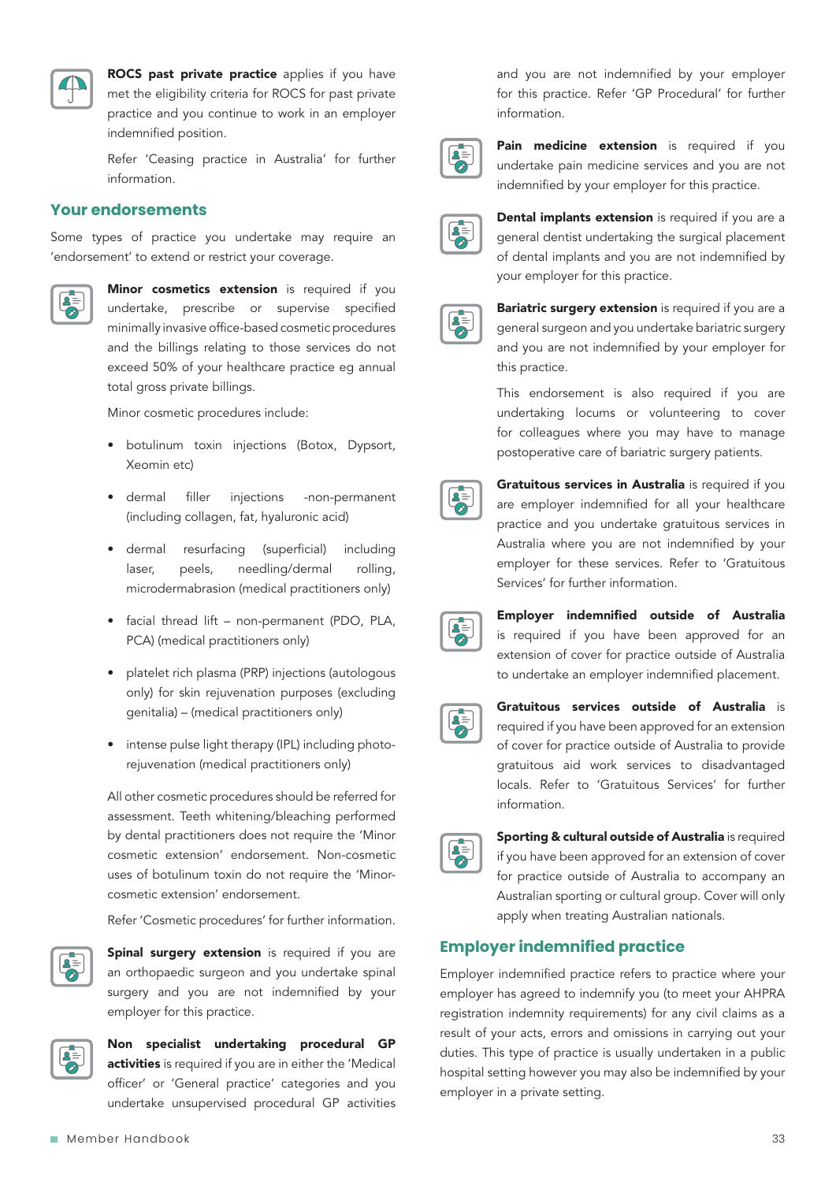**ROCS past private practice** applies if you have met the eligibility criteria for ROCS for past private practice and you continue to work in an employer indemnified position.

Refer 'Ceasing practice in Australia' for further information.

## Your endorsements

Some types of practice you undertake may require an 'endorsement' to extend or restrict your coverage.

**Minor cosmetics extension** is required if you undertake, prescribe or supervise specified minimally invasive office-based cosmetic procedures and the billings relating to those services do not exceed 50% of your healthcare practice eg annual total gross private billings.

Minor cosmetic procedures include:

- botulinum toxin injections (Botox, Dypsort, Xeomin etc)
- dermal filler injections -non-permanent (including collagen, fat, hyaluronic acid)
- dermal resurfacing (superficial) including laser, peels, needling/dermal rolling, microdermabrasion (medical practitioners only)
- facial thread lift – non-permanent (PDO, PLA, PCA) (medical practitioners only)
- platelet rich plasma (PRP) injections (autologous only) for skin rejuvenation purposes (excluding genitalia) – (medical practitioners only)
- intense pulse light therapy (IPL) including photo-rejuvenation (medical practitioners only)

All other cosmetic procedures should be referred for assessment. Teeth whitening/bleaching performed by dental practitioners does not require the 'Minor cosmetic extension' endorsement. Non-cosmetic uses of botulinum toxin do not require the 'Minor-cosmetic extension' endorsement.

Refer 'Cosmetic procedures' for further information.

**Spinal surgery extension** is required if you are an orthopaedic surgeon and you undertake spinal surgery and you are not indemnified by your employer for this practice.

**Non specialist undertaking procedural GP activities** is required if you are in either the 'Medical officer' or 'General practice' categories and you undertake unsupervised procedural GP activities and you are not indemnified by your employer for this practice. Refer 'GP Procedural' for further information.

**Pain medicine extension** is required if you undertake pain medicine services and you are not indemnified by your employer for this practice.

**Dental implants extension** is required if you are a general dentist undertaking the surgical placement of dental implants and you are not indemnified by your employer for this practice.

**Bariatric surgery extension** is required if you are a general surgeon and you undertake bariatric surgery and you are not indemnified by your employer for this practice.

This endorsement is also required if you are undertaking locums or volunteering to cover for colleagues where you may have to manage postoperative care of bariatric surgery patients.

**Gratuitous services in Australia** is required if you are employer indemnified for all your healthcare practice and you undertake gratuitous services in Australia where you are not indemnified by your employer for these services. Refer to 'Gratuitous Services' for further information.

**Employer indemnified outside of Australia** is required if you have been approved for an extension of cover for practice outside of Australia to undertake an employer indemnified placement.

**Gratuitous services outside of Australia** is required if you have been approved for an extension of cover for practice outside of Australia to provide gratuitous aid work services to disadvantaged locals. Refer to 'Gratuitous Services' for further information.

**Sporting & cultural outside of Australia** is required if you have been approved for an extension of cover for practice outside of Australia to accompany an Australian sporting or cultural group. Cover will only apply when treating Australian nationals.

## Employer indemnified practice

Employer indemnified practice refers to practice where your employer has agreed to indemnify you (to meet your AHPRA registration indemnity requirements) for any civil claims as a result of your acts, errors and omissions in carrying out your duties. This type of practice is usually undertaken in a public hospital setting however you may also be indemnified by your employer in a private setting.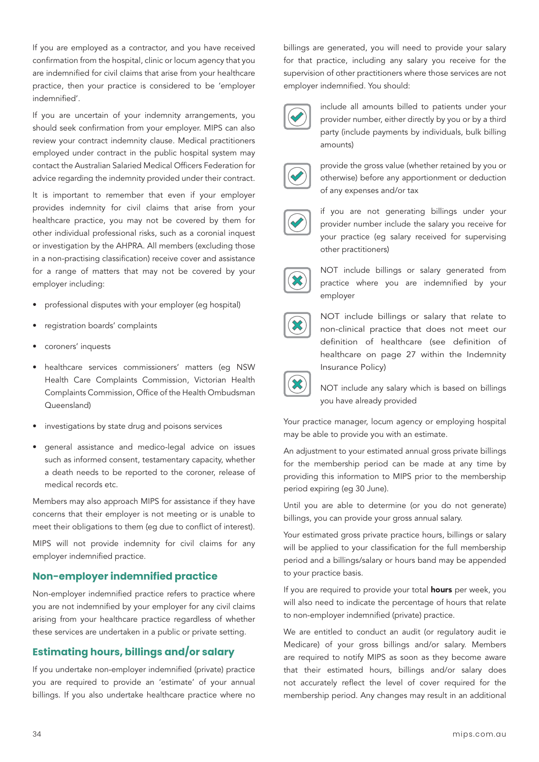If you are employed as a contractor, and you have received confirmation from the hospital, clinic or locum agency that you are indemnified for civil claims that arise from your healthcare practice, then your practice is considered to be 'employer indemnified'.

If you are uncertain of your indemnity arrangements, you should seek confirmation from your employer. MIPS can also review your contract indemnity clause. Medical practitioners employed under contract in the public hospital system may contact the Australian Salaried Medical Officers Federation for advice regarding the indemnity provided under their contract.

It is important to remember that even if your employer provides indemnity for civil claims that arise from your healthcare practice, you may not be covered by them for other individual professional risks, such as a coronial inquest or investigation by the AHPRA. All members (excluding those in a non-practising classification) receive cover and assistance for a range of matters that may not be covered by your employer including:

- professional disputes with your employer (eg hospital)
- registration boards' complaints
- coroners' inquests
- healthcare services commissioners' matters (eg NSW Health Care Complaints Commission, Victorian Health Complaints Commission, Office of the Health Ombudsman Queensland)
- investigations by state drug and poisons services
- general assistance and medico-legal advice on issues such as informed consent, testamentary capacity, whether a death needs to be reported to the coroner, release of medical records etc.

Members may also approach MIPS for assistance if they have concerns that their employer is not meeting or is unable to meet their obligations to them (eg due to conflict of interest).

MIPS will not provide indemnity for civil claims for any employer indemnified practice.

## Non-employer indemnified practice

Non-employer indemnified practice refers to practice where you are not indemnified by your employer for any civil claims arising from your healthcare practice regardless of whether these services are undertaken in a public or private setting.

## Estimating hours, billings and/or salary

If you undertake non-employer indemnified (private) practice you are required to provide an 'estimate' of your annual billings. If you also undertake healthcare practice where no billings are generated, you will need to provide your salary for that practice, including any salary you receive for the supervision of other practitioners where those services are not employer indemnified. You should:

- ✔ include all amounts billed to patients under your provider number, either directly by you or by a third party (include payments by individuals, bulk billing amounts)
- ✔ provide the gross value (whether retained by you or otherwise) before any apportionment or deduction of any expenses and/or tax
- ✔ if you are not generating billings under your provider number include the salary you receive for your practice (eg salary received for supervising other practitioners)
- ✘ NOT include billings or salary generated from practice where you are indemnified by your employer
- ✘ NOT include billings or salary that relate to non-clinical practice that does not meet our definition of healthcare (see definition of healthcare on page 27 within the Indemnity Insurance Policy)
- ✘ NOT include any salary which is based on billings you have already provided

Your practice manager, locum agency or employing hospital may be able to provide you with an estimate.

An adjustment to your estimated annual gross private billings for the membership period can be made at any time by providing this information to MIPS prior to the membership period expiring (eg 30 June).

Until you are able to determine (or you do not generate) billings, you can provide your gross annual salary.

Your estimated gross private practice hours, billings or salary will be applied to your classification for the full membership period and a billings/salary or hours band may be appended to your practice basis.

If you are required to provide your total **hours** per week, you will also need to indicate the percentage of hours that relate to non-employer indemnified (private) practice.

We are entitled to conduct an audit (or regulatory audit ie Medicare) of your gross billings and/or salary. Members are required to notify MIPS as soon as they become aware that their estimated hours, billings and/or salary does not accurately reflect the level of cover required for the membership period. Any changes may result in an additional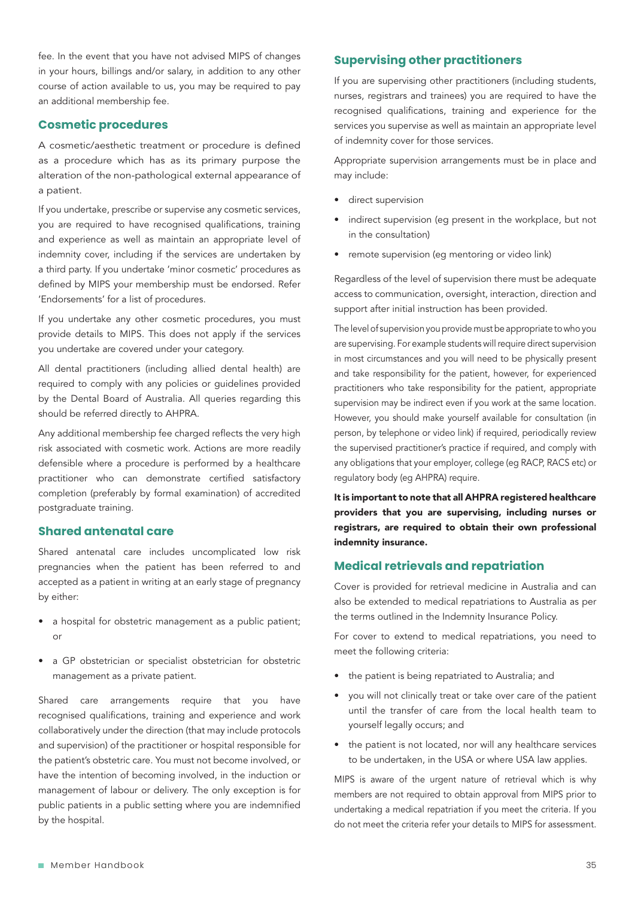fee. In the event that you have not advised MIPS of changes in your hours, billings and/or salary, in addition to any other course of action available to us, you may be required to pay an additional membership fee.

## Cosmetic procedures

A cosmetic/aesthetic treatment or procedure is defined as a procedure which has as its primary purpose the alteration of the non-pathological external appearance of a patient.

If you undertake, prescribe or supervise any cosmetic services, you are required to have recognised qualifications, training and experience as well as maintain an appropriate level of indemnity cover, including if the services are undertaken by a third party. If you undertake 'minor cosmetic' procedures as defined by MIPS your membership must be endorsed. Refer 'Endorsements' for a list of procedures.

If you undertake any other cosmetic procedures, you must provide details to MIPS. This does not apply if the services you undertake are covered under your category.

All dental practitioners (including allied dental health) are required to comply with any policies or guidelines provided by the Dental Board of Australia. All queries regarding this should be referred directly to AHPRA.

Any additional membership fee charged reflects the very high risk associated with cosmetic work. Actions are more readily defensible where a procedure is performed by a healthcare practitioner who can demonstrate certified satisfactory completion (preferably by formal examination) of accredited postgraduate training.

## Shared antenatal care

Shared antenatal care includes uncomplicated low risk pregnancies when the patient has been referred to and accepted as a patient in writing at an early stage of pregnancy by either:

- a hospital for obstetric management as a public patient; or
- a GP obstetrician or specialist obstetrician for obstetric management as a private patient.

Shared care arrangements require that you have recognised qualifications, training and experience and work collaboratively under the direction (that may include protocols and supervision) of the practitioner or hospital responsible for the patient's obstetric care. You must not become involved, or have the intention of becoming involved, in the induction or management of labour or delivery. The only exception is for public patients in a public setting where you are indemnified by the hospital.

## Supervising other practitioners

If you are supervising other practitioners (including students, nurses, registrars and trainees) you are required to have the recognised qualifications, training and experience for the services you supervise as well as maintain an appropriate level of indemnity cover for those services.

Appropriate supervision arrangements must be in place and may include:

- direct supervision
- indirect supervision (eg present in the workplace, but not in the consultation)
- remote supervision (eg mentoring or video link)

Regardless of the level of supervision there must be adequate access to communication, oversight, interaction, direction and support after initial instruction has been provided.

The level of supervision you provide must be appropriate to who you are supervising. For example students will require direct supervision in most circumstances and you will need to be physically present and take responsibility for the patient, however, for experienced practitioners who take responsibility for the patient, appropriate supervision may be indirect even if you work at the same location. However, you should make yourself available for consultation (in person, by telephone or video link) if required, periodically review the supervised practitioner's practice if required, and comply with any obligations that your employer, college (eg RACP, RACS etc) or regulatory body (eg AHPRA) require.

**It is important to note that all AHPRA registered healthcare providers that you are supervising, including nurses or registrars, are required to obtain their own professional indemnity insurance.**

## Medical retrievals and repatriation

Cover is provided for retrieval medicine in Australia and can also be extended to medical repatriations to Australia as per the terms outlined in the Indemnity Insurance Policy.

For cover to extend to medical repatriations, you need to meet the following criteria:

- the patient is being repatriated to Australia; and
- you will not clinically treat or take over care of the patient until the transfer of care from the local health team to yourself legally occurs; and
- the patient is not located, nor will any healthcare services to be undertaken, in the USA or where USA law applies.

MIPS is aware of the urgent nature of retrieval which is why members are not required to obtain approval from MIPS prior to undertaking a medical repatriation if you meet the criteria. If you do not meet the criteria refer your details to MIPS for assessment.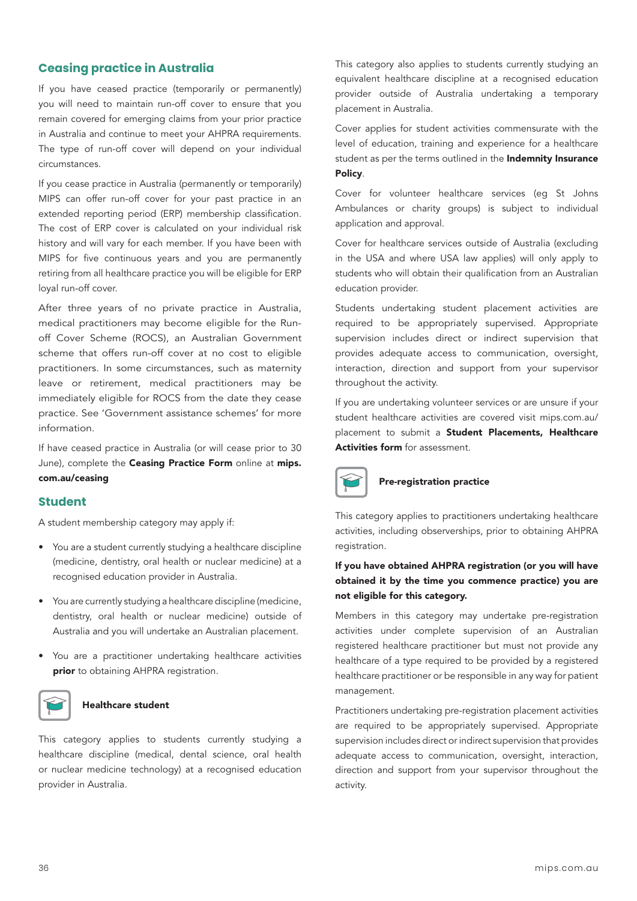## Ceasing practice in Australia

If you have ceased practice (temporarily or permanently) you will need to maintain run-off cover to ensure that you remain covered for emerging claims from your prior practice in Australia and continue to meet your AHPRA requirements. The type of run-off cover will depend on your individual circumstances.

If you cease practice in Australia (permanently or temporarily) MIPS can offer run-off cover for your past practice in an extended reporting period (ERP) membership classification. The cost of ERP cover is calculated on your individual risk history and will vary for each member. If you have been with MIPS for five continuous years and you are permanently retiring from all healthcare practice you will be eligible for ERP loyal run-off cover.

After three years of no private practice in Australia, medical practitioners may become eligible for the Run-off Cover Scheme (ROCS), an Australian Government scheme that offers run-off cover at no cost to eligible practitioners. In some circumstances, such as maternity leave or retirement, medical practitioners may be immediately eligible for ROCS from the date they cease practice. See 'Government assistance schemes' for more information.

If have ceased practice in Australia (or will cease prior to 30 June), complete the **Ceasing Practice Form** online at **mips.com.au/ceasing**

## Student

A student membership category may apply if:

- You are a student currently studying a healthcare discipline (medicine, dentistry, oral health or nuclear medicine) at a recognised education provider in Australia.
- You are currently studying a healthcare discipline (medicine, dentistry, oral health or nuclear medicine) outside of Australia and you will undertake an Australian placement.
- You are a practitioner undertaking healthcare activities **prior** to obtaining AHPRA registration.

### Healthcare student

This category applies to students currently studying a healthcare discipline (medical, dental science, oral health or nuclear medicine technology) at a recognised education provider in Australia.

This category also applies to students currently studying an equivalent healthcare discipline at a recognised education provider outside of Australia undertaking a temporary placement in Australia.

Cover applies for student activities commensurate with the level of education, training and experience for a healthcare student as per the terms outlined in the **Indemnity Insurance Policy**.

Cover for volunteer healthcare services (eg St Johns Ambulances or charity groups) is subject to individual application and approval.

Cover for healthcare services outside of Australia (excluding in the USA and where USA law applies) will only apply to students who will obtain their qualification from an Australian education provider.

Students undertaking student placement activities are required to be appropriately supervised. Appropriate supervision includes direct or indirect supervision that provides adequate access to communication, oversight, interaction, direction and support from your supervisor throughout the activity.

If you are undertaking volunteer services or are unsure if your student healthcare activities are covered visit mips.com.au/placement to submit a **Student Placements, Healthcare Activities form** for assessment.

### Pre-registration practice

This category applies to practitioners undertaking healthcare activities, including observerships, prior to obtaining AHPRA registration.

**If you have obtained AHPRA registration (or you will have obtained it by the time you commence practice) you are not eligible for this category.**

Members in this category may undertake pre-registration activities under complete supervision of an Australian registered healthcare practitioner but must not provide any healthcare of a type required to be provided by a registered healthcare practitioner or be responsible in any way for patient management.

Practitioners undertaking pre-registration placement activities are required to be appropriately supervised. Appropriate supervision includes direct or indirect supervision that provides adequate access to communication, oversight, interaction, direction and support from your supervisor throughout the activity.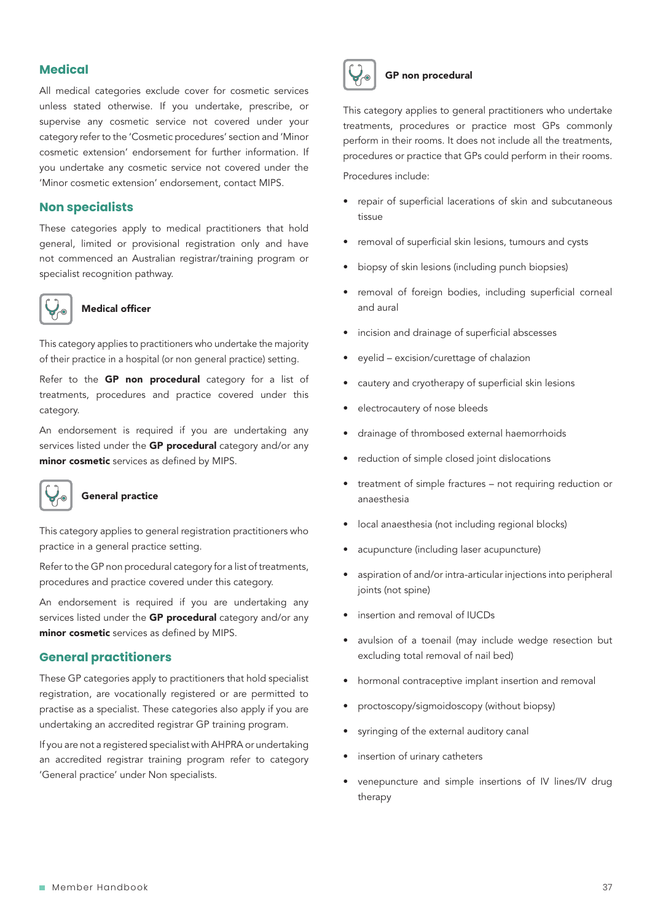## Medical

All medical categories exclude cover for cosmetic services unless stated otherwise. If you undertake, prescribe, or supervise any cosmetic service not covered under your category refer to the 'Cosmetic procedures' section and 'Minor cosmetic extension' endorsement for further information. If you undertake any cosmetic service not covered under the 'Minor cosmetic extension' endorsement, contact MIPS.

## Non specialists

These categories apply to medical practitioners that hold general, limited or provisional registration only and have not commenced an Australian registrar/training program or specialist recognition pathway.

### Medical officer

This category applies to practitioners who undertake the majority of their practice in a hospital (or non general practice) setting.

Refer to the **GP non procedural** category for a list of treatments, procedures and practice covered under this category.

An endorsement is required if you are undertaking any services listed under the **GP procedural** category and/or any **minor cosmetic** services as defined by MIPS.

### General practice

This category applies to general registration practitioners who practice in a general practice setting.

Refer to the GP non procedural category for a list of treatments, procedures and practice covered under this category.

An endorsement is required if you are undertaking any services listed under the **GP procedural** category and/or any **minor cosmetic** services as defined by MIPS.

## General practitioners

These GP categories apply to practitioners that hold specialist registration, are vocationally registered or are permitted to practise as a specialist. These categories also apply if you are undertaking an accredited registrar GP training program.

If you are not a registered specialist with AHPRA or undertaking an accredited registrar training program refer to category 'General practice' under Non specialists.

### GP non procedural

This category applies to general practitioners who undertake treatments, procedures or practice most GPs commonly perform in their rooms. It does not include all the treatments, procedures or practice that GPs could perform in their rooms.

Procedures include:

- repair of superficial lacerations of skin and subcutaneous tissue
- removal of superficial skin lesions, tumours and cysts
- biopsy of skin lesions (including punch biopsies)
- removal of foreign bodies, including superficial corneal and aural
- incision and drainage of superficial abscesses
- eyelid – excision/curettage of chalazion
- cautery and cryotherapy of superficial skin lesions
- electrocautery of nose bleeds
- drainage of thrombosed external haemorrhoids
- reduction of simple closed joint dislocations
- treatment of simple fractures – not requiring reduction or anaesthesia
- local anaesthesia (not including regional blocks)
- acupuncture (including laser acupuncture)
- aspiration of and/or intra-articular injections into peripheral joints (not spine)
- insertion and removal of IUCDs
- avulsion of a toenail (may include wedge resection but excluding total removal of nail bed)
- hormonal contraceptive implant insertion and removal
- proctoscopy/sigmoidoscopy (without biopsy)
- syringing of the external auditory canal
- insertion of urinary catheters
- venepuncture and simple insertions of IV lines/IV drug therapy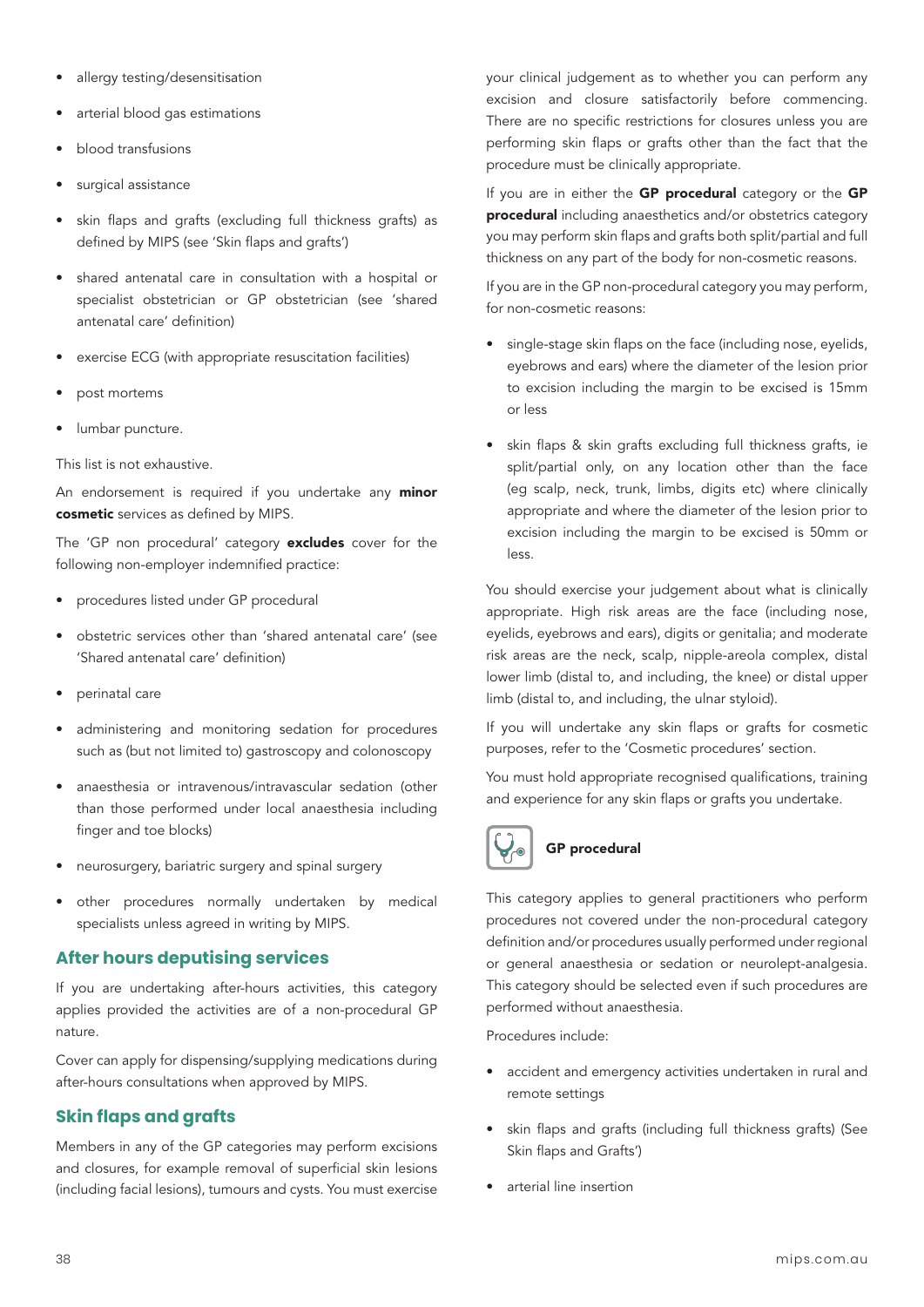- allergy testing/desensitisation
- arterial blood gas estimations
- blood transfusions
- surgical assistance
- skin flaps and grafts (excluding full thickness grafts) as defined by MIPS (see 'Skin flaps and grafts')
- shared antenatal care in consultation with a hospital or specialist obstetrician or GP obstetrician (see 'shared antenatal care' definition)
- exercise ECG (with appropriate resuscitation facilities)
- post mortems
- lumbar puncture.

This list is not exhaustive.

An endorsement is required if you undertake any **minor cosmetic** services as defined by MIPS.

The 'GP non procedural' category **excludes** cover for the following non-employer indemnified practice:

- procedures listed under GP procedural
- obstetric services other than 'shared antenatal care' (see 'Shared antenatal care' definition)
- perinatal care
- administering and monitoring sedation for procedures such as (but not limited to) gastroscopy and colonoscopy
- anaesthesia or intravenous/intravascular sedation (other than those performed under local anaesthesia including finger and toe blocks)
- neurosurgery, bariatric surgery and spinal surgery
- other procedures normally undertaken by medical specialists unless agreed in writing by MIPS.

## After hours deputising services

If you are undertaking after-hours activities, this category applies provided the activities are of a non-procedural GP nature.

Cover can apply for dispensing/supplying medications during after-hours consultations when approved by MIPS.

## Skin flaps and grafts

Members in any of the GP categories may perform excisions and closures, for example removal of superficial skin lesions (including facial lesions), tumours and cysts. You must exercise your clinical judgement as to whether you can perform any excision and closure satisfactorily before commencing. There are no specific restrictions for closures unless you are performing skin flaps or grafts other than the fact that the procedure must be clinically appropriate.

If you are in either the **GP procedural** category or the **GP procedural** including anaesthetics and/or obstetrics category you may perform skin flaps and grafts both split/partial and full thickness on any part of the body for non-cosmetic reasons.

If you are in the GP non-procedural category you may perform, for non-cosmetic reasons:

- single-stage skin flaps on the face (including nose, eyelids, eyebrows and ears) where the diameter of the lesion prior to excision including the margin to be excised is 15mm or less
- skin flaps & skin grafts excluding full thickness grafts, ie split/partial only, on any location other than the face (eg scalp, neck, trunk, limbs, digits etc) where clinically appropriate and where the diameter of the lesion prior to excision including the margin to be excised is 50mm or less.

You should exercise your judgement about what is clinically appropriate. High risk areas are the face (including nose, eyelids, eyebrows and ears), digits or genitalia; and moderate risk areas are the neck, scalp, nipple-areola complex, distal lower limb (distal to, and including, the knee) or distal upper limb (distal to, and including, the ulnar styloid).

If you will undertake any skin flaps or grafts for cosmetic purposes, refer to the 'Cosmetic procedures' section.

You must hold appropriate recognised qualifications, training and experience for any skin flaps or grafts you undertake.

### GP procedural

This category applies to general practitioners who perform procedures not covered under the non-procedural category definition and/or procedures usually performed under regional or general anaesthesia or sedation or neurolept-analgesia. This category should be selected even if such procedures are performed without anaesthesia.

Procedures include:

- accident and emergency activities undertaken in rural and remote settings
- skin flaps and grafts (including full thickness grafts) (See Skin flaps and Grafts')
- arterial line insertion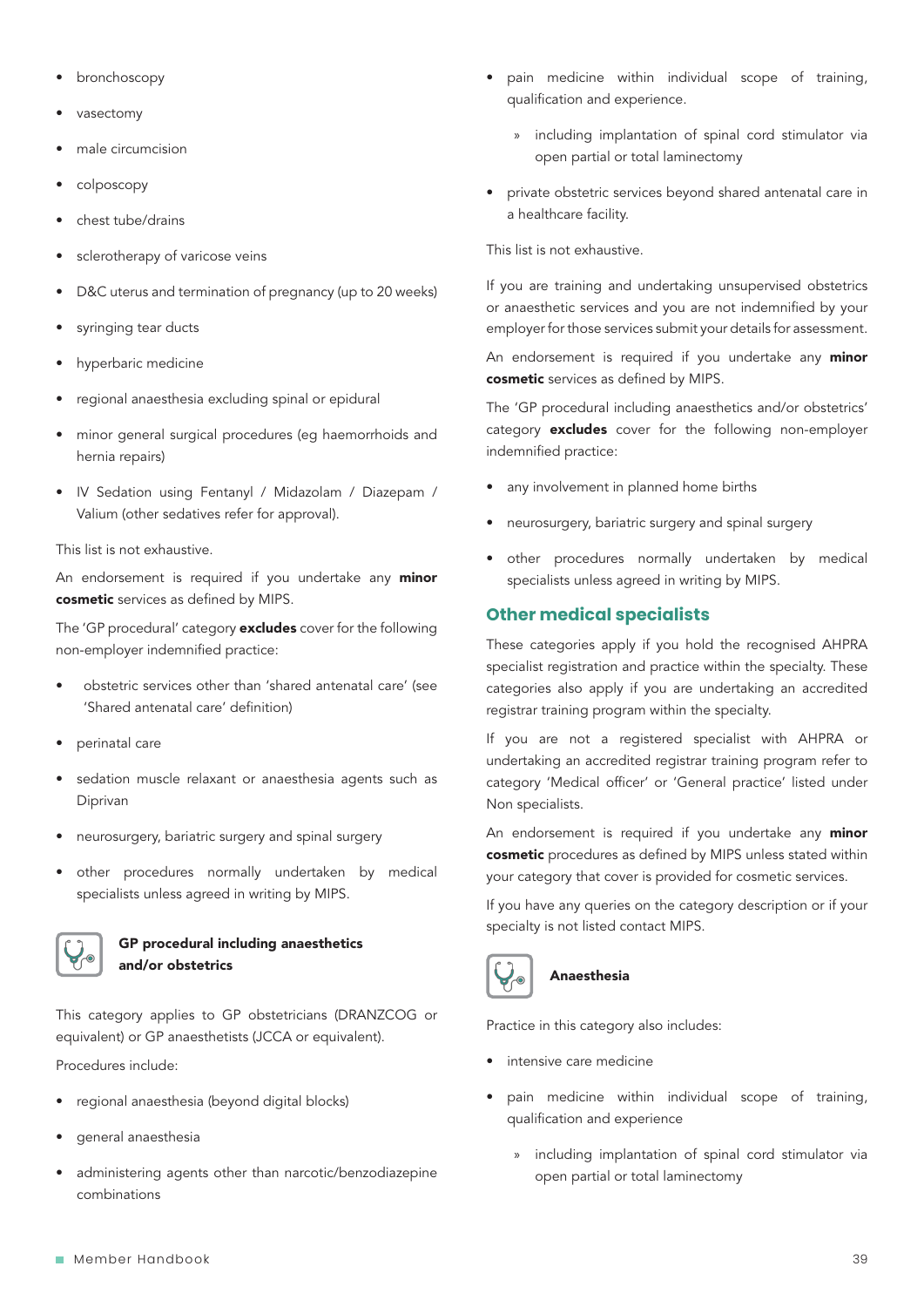- bronchoscopy
- vasectomy
- male circumcision
- colposcopy
- chest tube/drains
- sclerotherapy of varicose veins
- D&C uterus and termination of pregnancy (up to 20 weeks)
- syringing tear ducts
- hyperbaric medicine
- regional anaesthesia excluding spinal or epidural
- minor general surgical procedures (eg haemorrhoids and hernia repairs)
- IV Sedation using Fentanyl / Midazolam / Diazepam / Valium (other sedatives refer for approval).

This list is not exhaustive.

An endorsement is required if you undertake any **minor cosmetic** services as defined by MIPS.

The 'GP procedural' category **excludes** cover for the following non-employer indemnified practice:

- obstetric services other than 'shared antenatal care' (see 'Shared antenatal care' definition)
- perinatal care
- sedation muscle relaxant or anaesthesia agents such as Diprivan
- neurosurgery, bariatric surgery and spinal surgery
- other procedures normally undertaken by medical specialists unless agreed in writing by MIPS.

### GP procedural including anaesthetics and/or obstetrics

This category applies to GP obstetricians (DRANZCOG or equivalent) or GP anaesthetists (JCCA or equivalent).

Procedures include:

- regional anaesthesia (beyond digital blocks)
- general anaesthesia
- administering agents other than narcotic/benzodiazepine combinations
- pain medicine within individual scope of training, qualification and experience.
  - including implantation of spinal cord stimulator via open partial or total laminectomy
- private obstetric services beyond shared antenatal care in a healthcare facility.

This list is not exhaustive.

If you are training and undertaking unsupervised obstetrics or anaesthetic services and you are not indemnified by your employer for those services submit your details for assessment.

An endorsement is required if you undertake any **minor cosmetic** services as defined by MIPS.

The 'GP procedural including anaesthetics and/or obstetrics' category **excludes** cover for the following non-employer indemnified practice:

- any involvement in planned home births
- neurosurgery, bariatric surgery and spinal surgery
- other procedures normally undertaken by medical specialists unless agreed in writing by MIPS.

## Other medical specialists

These categories apply if you hold the recognised AHPRA specialist registration and practice within the specialty. These categories also apply if you are undertaking an accredited registrar training program within the specialty.

If you are not a registered specialist with AHPRA or undertaking an accredited registrar training program refer to category 'Medical officer' or 'General practice' listed under Non specialists.

An endorsement is required if you undertake any **minor cosmetic** procedures as defined by MIPS unless stated within your category that cover is provided for cosmetic services.

If you have any queries on the category description or if your specialty is not listed contact MIPS.

### Anaesthesia

Practice in this category also includes:

- intensive care medicine
- pain medicine within individual scope of training, qualification and experience
  - including implantation of spinal cord stimulator via open partial or total laminectomy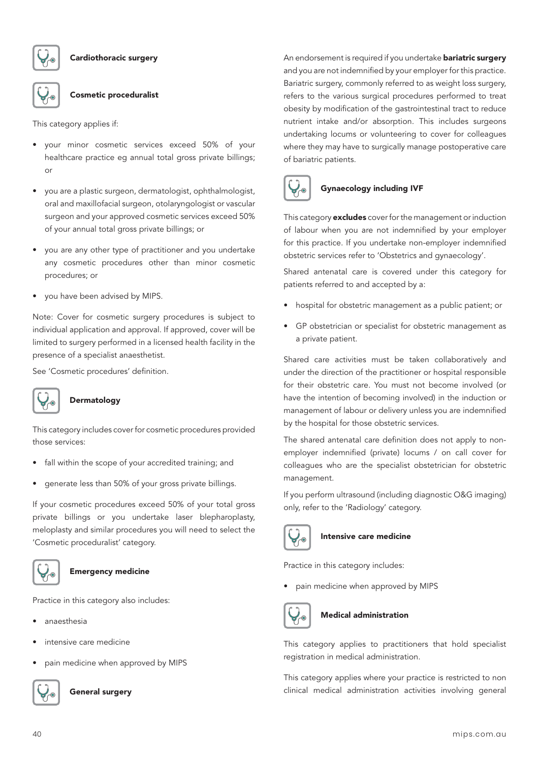### Cardiothoracic surgery

### Cosmetic proceduralist

This category applies if:

- your minor cosmetic services exceed 50% of your healthcare practice eg annual total gross private billings; or
- you are a plastic surgeon, dermatologist, ophthalmologist, oral and maxillofacial surgeon, otolaryngologist or vascular surgeon and your approved cosmetic services exceed 50% of your annual total gross private billings; or
- you are any other type of practitioner and you undertake any cosmetic procedures other than minor cosmetic procedures; or
- you have been advised by MIPS.

Note: Cover for cosmetic surgery procedures is subject to individual application and approval. If approved, cover will be limited to surgery performed in a licensed health facility in the presence of a specialist anaesthetist.

See 'Cosmetic procedures' definition.

### Dermatology

This category includes cover for cosmetic procedures provided those services:

- fall within the scope of your accredited training; and
- generate less than 50% of your gross private billings.

If your cosmetic procedures exceed 50% of your total gross private billings or you undertake laser blepharoplasty, meloplasty and similar procedures you will need to select the 'Cosmetic proceduralist' category.

### Emergency medicine

Practice in this category also includes:

- anaesthesia
- intensive care medicine
- pain medicine when approved by MIPS

### General surgery

An endorsement is required if you undertake **bariatric surgery** and you are not indemnified by your employer for this practice. Bariatric surgery, commonly referred to as weight loss surgery, refers to the various surgical procedures performed to treat obesity by modification of the gastrointestinal tract to reduce nutrient intake and/or absorption. This includes surgeons undertaking locums or volunteering to cover for colleagues where they may have to surgically manage postoperative care of bariatric patients.

### Gynaecology including IVF

This category **excludes** cover for the management or induction of labour when you are not indemnified by your employer for this practice. If you undertake non-employer indemnified obstetric services refer to 'Obstetrics and gynaecology'.

Shared antenatal care is covered under this category for patients referred to and accepted by a:

- hospital for obstetric management as a public patient; or
- GP obstetrician or specialist for obstetric management as a private patient.

Shared care activities must be taken collaboratively and under the direction of the practitioner or hospital responsible for their obstetric care. You must not become involved (or have the intention of becoming involved) in the induction or management of labour or delivery unless you are indemnified by the hospital for those obstetric services.

The shared antenatal care definition does not apply to non-employer indemnified (private) locums / on call cover for colleagues who are the specialist obstetrician for obstetric management.

If you perform ultrasound (including diagnostic O&G imaging) only, refer to the 'Radiology' category.

### Intensive care medicine

Practice in this category includes:

- pain medicine when approved by MIPS

### Medical administration

This category applies to practitioners that hold specialist registration in medical administration.

This category applies where your practice is restricted to non clinical medical administration activities involving general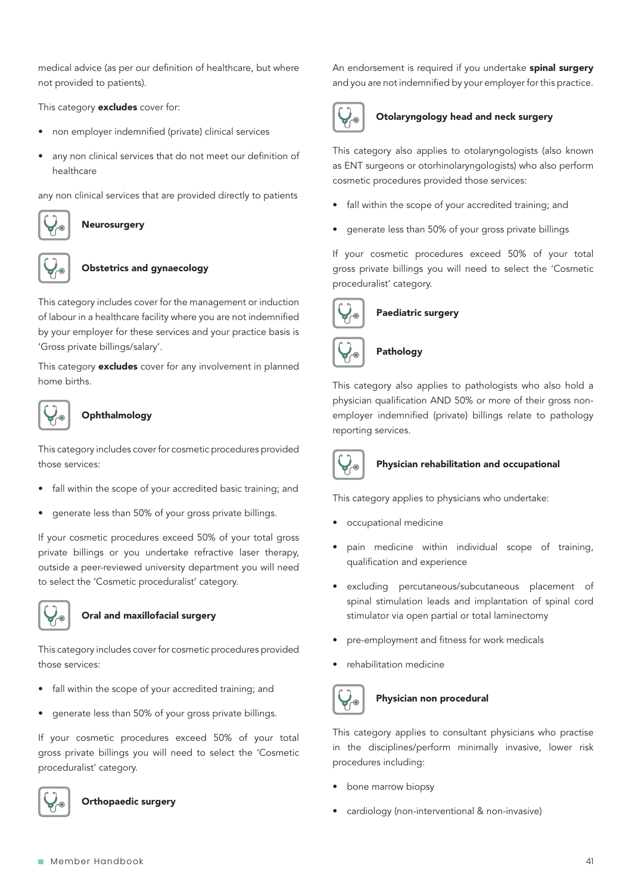medical advice (as per our definition of healthcare, but where not provided to patients).

This category **excludes** cover for:

- non employer indemnified (private) clinical services
- any non clinical services that do not meet our definition of healthcare

any non clinical services that are provided directly to patients

### Neurosurgery

### Obstetrics and gynaecology

This category includes cover for the management or induction of labour in a healthcare facility where you are not indemnified by your employer for these services and your practice basis is 'Gross private billings/salary'.

This category **excludes** cover for any involvement in planned home births.

### Ophthalmology

This category includes cover for cosmetic procedures provided those services:

- fall within the scope of your accredited basic training; and
- generate less than 50% of your gross private billings.

If your cosmetic procedures exceed 50% of your total gross private billings or you undertake refractive laser therapy, outside a peer-reviewed university department you will need to select the 'Cosmetic proceduralist' category.

### Oral and maxillofacial surgery

This category includes cover for cosmetic procedures provided those services:

- fall within the scope of your accredited training; and
- generate less than 50% of your gross private billings.

If your cosmetic procedures exceed 50% of your total gross private billings you will need to select the 'Cosmetic proceduralist' category.

### Orthopaedic surgery

An endorsement is required if you undertake **spinal surgery** and you are not indemnified by your employer for this practice.

### Otolaryngology head and neck surgery

This category also applies to otolaryngologists (also known as ENT surgeons or otorhinolaryngologists) who also perform cosmetic procedures provided those services:

- fall within the scope of your accredited training; and
- generate less than 50% of your gross private billings

If your cosmetic procedures exceed 50% of your total gross private billings you will need to select the 'Cosmetic proceduralist' category.

### Paediatric surgery

### Pathology

This category also applies to pathologists who also hold a physician qualification AND 50% or more of their gross non-employer indemnified (private) billings relate to pathology reporting services.

### Physician rehabilitation and occupational

This category applies to physicians who undertake:

- occupational medicine
- pain medicine within individual scope of training, qualification and experience
- excluding percutaneous/subcutaneous placement of spinal stimulation leads and implantation of spinal cord stimulator via open partial or total laminectomy
- pre-employment and fitness for work medicals
- rehabilitation medicine

### Physician non procedural

This category applies to consultant physicians who practise in the disciplines/perform minimally invasive, lower risk procedures including:

- bone marrow biopsy
- cardiology (non-interventional & non-invasive)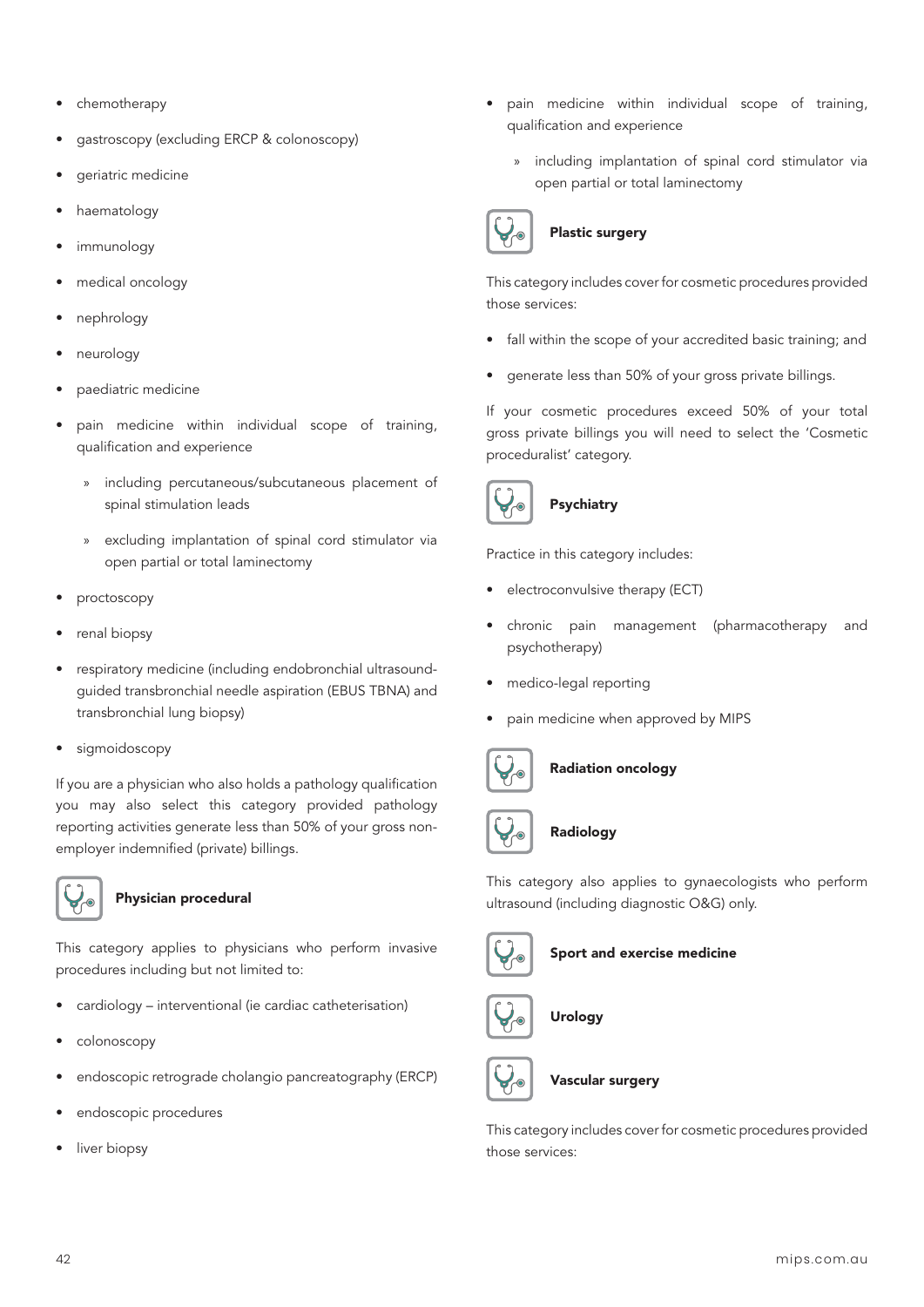- chemotherapy
- gastroscopy (excluding ERCP & colonoscopy)
- geriatric medicine
- haematology
- immunology
- medical oncology
- nephrology
- neurology
- paediatric medicine
- pain medicine within individual scope of training, qualification and experience
    - » including percutaneous/subcutaneous placement of spinal stimulation leads
    - » excluding implantation of spinal cord stimulator via open partial or total laminectomy
- proctoscopy
- renal biopsy
- respiratory medicine (including endobronchial ultrasound-guided transbronchial needle aspiration (EBUS TBNA) and transbronchial lung biopsy)
- sigmoidoscopy

If you are a physician who also holds a pathology qualification you may also select this category provided pathology reporting activities generate less than 50% of your gross non-employer indemnified (private) billings.

### Physician procedural

This category applies to physicians who perform invasive procedures including but not limited to:

- cardiology – interventional (ie cardiac catheterisation)
- colonoscopy
- endoscopic retrograde cholangio pancreatography (ERCP)
- endoscopic procedures
- liver biopsy
- pain medicine within individual scope of training, qualification and experience
    - » including implantation of spinal cord stimulator via open partial or total laminectomy

### Plastic surgery

This category includes cover for cosmetic procedures provided those services:

- fall within the scope of your accredited basic training; and
- generate less than 50% of your gross private billings.

If your cosmetic procedures exceed 50% of your total gross private billings you will need to select the 'Cosmetic proceduralist' category.

### Psychiatry

Practice in this category includes:

- electroconvulsive therapy (ECT)
- chronic pain management (pharmacotherapy and psychotherapy)
- medico-legal reporting
- pain medicine when approved by MIPS

### Radiation oncology

### Radiology

This category also applies to gynaecologists who perform ultrasound (including diagnostic O&G) only.

### Sport and exercise medicine

### Urology

### Vascular surgery

This category includes cover for cosmetic procedures provided those services: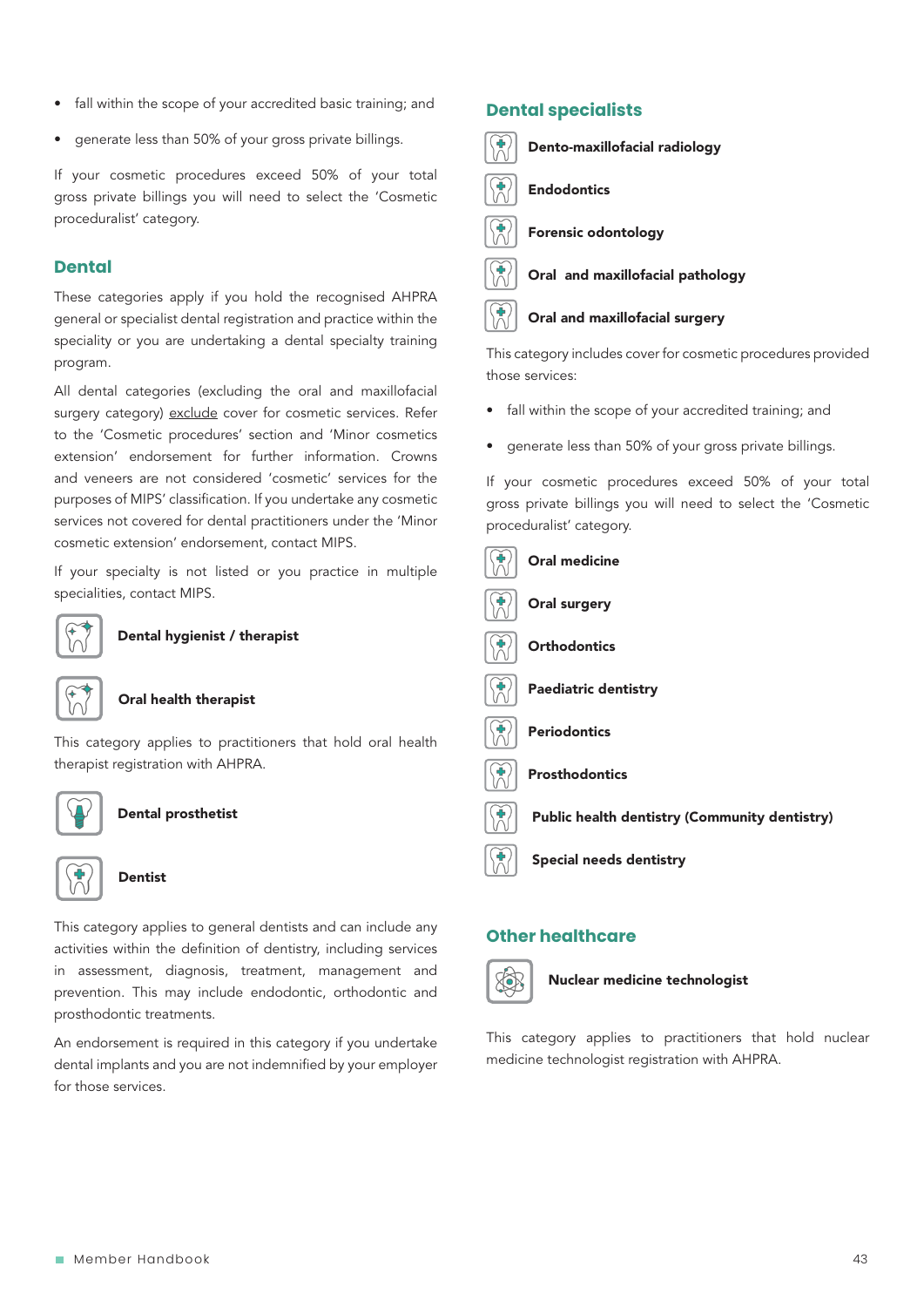- fall within the scope of your accredited basic training; and
- generate less than 50% of your gross private billings.

If your cosmetic procedures exceed 50% of your total gross private billings you will need to select the 'Cosmetic proceduralist' category.

## Dental

These categories apply if you hold the recognised AHPRA general or specialist dental registration and practice within the speciality or you are undertaking a dental specialty training program.

All dental categories (excluding the oral and maxillofacial surgery category) exclude cover for cosmetic services. Refer to the 'Cosmetic procedures' section and 'Minor cosmetics extension' endorsement for further information. Crowns and veneers are not considered 'cosmetic' services for the purposes of MIPS' classification. If you undertake any cosmetic services not covered for dental practitioners under the 'Minor cosmetic extension' endorsement, contact MIPS.

If your specialty is not listed or you practice in multiple specialities, contact MIPS.

**Dental hygienist / therapist**

**Oral health therapist**

This category applies to practitioners that hold oral health therapist registration with AHPRA.

**Dental prosthetist**

**Dentist**

This category applies to general dentists and can include any activities within the definition of dentistry, including services in assessment, diagnosis, treatment, management and prevention. This may include endodontic, orthodontic and prosthodontic treatments.

An endorsement is required in this category if you undertake dental implants and you are not indemnified by your employer for those services.

## Dental specialists

**Dento-maxillofacial radiology**

**Endodontics**

**Forensic odontology**

**Oral and maxillofacial pathology**

**Oral and maxillofacial surgery**

This category includes cover for cosmetic procedures provided those services:

- fall within the scope of your accredited training; and
- generate less than 50% of your gross private billings.

If your cosmetic procedures exceed 50% of your total gross private billings you will need to select the 'Cosmetic proceduralist' category.

**Oral medicine**

**Oral surgery**

**Orthodontics**

**Paediatric dentistry**

**Periodontics**

**Prosthodontics**

**Public health dentistry (Community dentistry)**

**Special needs dentistry**

## Other healthcare

**Nuclear medicine technologist**

This category applies to practitioners that hold nuclear medicine technologist registration with AHPRA.